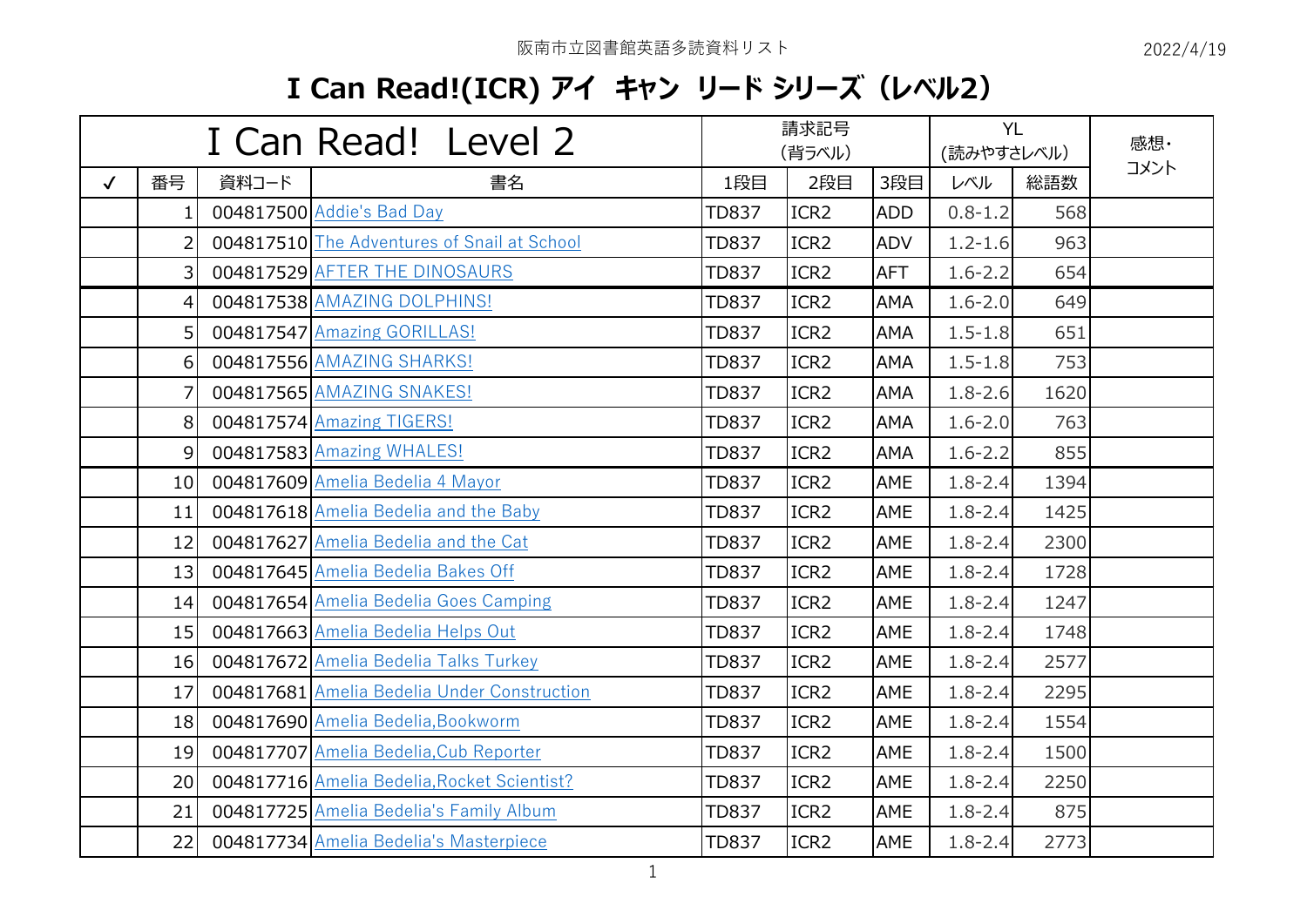阪南市立図書館英語多読資料リスト

2022/4/19

# I Can Read!(ICR) アイ キャン リード シリーズ（レベル2）

| I Can Read! Level 2 | | | | 請求記号（背ラベル） | | | YL（読みやすさレベル） | | 感想・コメント |
|---|---|---|---|---|---|---|---|---|---|
| ✓ | 番号 | 資料コード | 書名 | 1段目 | 2段目 | 3段目 | レベル | 総語数 | |
| | 1 | 004817500 | Addie's Bad Day | TD837 | ICR2 | ADD | 0.8-1.2 | 568 | |
| | 2 | 004817510 | The Adventures of Snail at School | TD837 | ICR2 | ADV | 1.2-1.6 | 963 | |
| | 3 | 004817529 | AFTER THE DINOSAURS | TD837 | ICR2 | AFT | 1.6-2.2 | 654 | |
| | 4 | 004817538 | AMAZING DOLPHINS! | TD837 | ICR2 | AMA | 1.6-2.0 | 649 | |
| | 5 | 004817547 | Amazing GORILLAS! | TD837 | ICR2 | AMA | 1.5-1.8 | 651 | |
| | 6 | 004817556 | AMAZING SHARKS! | TD837 | ICR2 | AMA | 1.5-1.8 | 753 | |
| | 7 | 004817565 | AMAZING SNAKES! | TD837 | ICR2 | AMA | 1.8-2.6 | 1620 | |
| | 8 | 004817574 | Amazing TIGERS! | TD837 | ICR2 | AMA | 1.6-2.0 | 763 | |
| | 9 | 004817583 | Amazing WHALES! | TD837 | ICR2 | AMA | 1.6-2.2 | 855 | |
| | 10 | 004817609 | Amelia Bedelia 4 Mayor | TD837 | ICR2 | AME | 1.8-2.4 | 1394 | |
| | 11 | 004817618 | Amelia Bedelia and the Baby | TD837 | ICR2 | AME | 1.8-2.4 | 1425 | |
| | 12 | 004817627 | Amelia Bedelia and the Cat | TD837 | ICR2 | AME | 1.8-2.4 | 2300 | |
| | 13 | 004817645 | Amelia Bedelia Bakes Off | TD837 | ICR2 | AME | 1.8-2.4 | 1728 | |
| | 14 | 004817654 | Amelia Bedelia Goes Camping | TD837 | ICR2 | AME | 1.8-2.4 | 1247 | |
| | 15 | 004817663 | Amelia Bedelia Helps Out | TD837 | ICR2 | AME | 1.8-2.4 | 1748 | |
| | 16 | 004817672 | Amelia Bedelia Talks Turkey | TD837 | ICR2 | AME | 1.8-2.4 | 2577 | |
| | 17 | 004817681 | Amelia Bedelia Under Construction | TD837 | ICR2 | AME | 1.8-2.4 | 2295 | |
| | 18 | 004817690 | Amelia Bedelia,Bookworm | TD837 | ICR2 | AME | 1.8-2.4 | 1554 | |
| | 19 | 004817707 | Amelia Bedelia,Cub Reporter | TD837 | ICR2 | AME | 1.8-2.4 | 1500 | |
| | 20 | 004817716 | Amelia Bedelia,Rocket Scientist? | TD837 | ICR2 | AME | 1.8-2.4 | 2250 | |
| | 21 | 004817725 | Amelia Bedelia's Family Album | TD837 | ICR2 | AME | 1.8-2.4 | 875 | |
| | 22 | 004817734 | Amelia Bedelia's Masterpiece | TD837 | ICR2 | AME | 1.8-2.4 | 2773 | |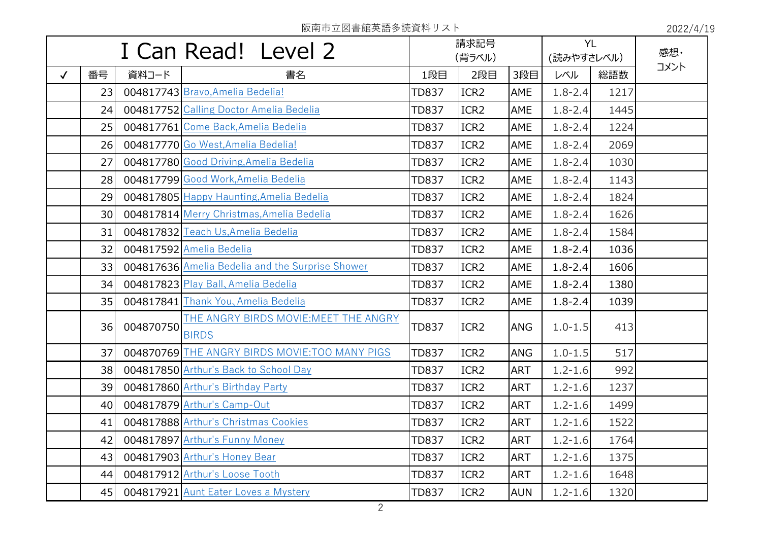阪南市立図書館英語多読資料リスト

2022/4/19

| I Can Read! Level 2 | | | | 請求記号 (背ラベル) | | | YL (読みやすさレベル) | | 感想・コメント |
|---|---|---|---|---|---|---|---|---|---|
| ✓ | 番号 | 資料コード | 書名 | 1段目 | 2段目 | 3段目 | レベル | 総語数 | |
| | 23 | 004817743 | Bravo,Amelia Bedelia! | TD837 | ICR2 | AME | 1.8-2.4 | 1217 | |
| | 24 | 004817752 | Calling Doctor Amelia Bedelia | TD837 | ICR2 | AME | 1.8-2.4 | 1445 | |
| | 25 | 004817761 | Come Back,Amelia Bedelia | TD837 | ICR2 | AME | 1.8-2.4 | 1224 | |
| | 26 | 004817770 | Go West,Amelia Bedelia! | TD837 | ICR2 | AME | 1.8-2.4 | 2069 | |
| | 27 | 004817780 | Good Driving,Amelia Bedelia | TD837 | ICR2 | AME | 1.8-2.4 | 1030 | |
| | 28 | 004817799 | Good Work,Amelia Bedelia | TD837 | ICR2 | AME | 1.8-2.4 | 1143 | |
| | 29 | 004817805 | Happy Haunting,Amelia Bedelia | TD837 | ICR2 | AME | 1.8-2.4 | 1824 | |
| | 30 | 004817814 | Merry Christmas,Amelia Bedelia | TD837 | ICR2 | AME | 1.8-2.4 | 1626 | |
| | 31 | 004817832 | Teach Us,Amelia Bedelia | TD837 | ICR2 | AME | 1.8-2.4 | 1584 | |
| | 32 | 004817592 | Amelia Bedelia | TD837 | ICR2 | AME | 1.8-2.4 | 1036 | |
| | 33 | 004817636 | Amelia Bedelia and the Surprise Shower | TD837 | ICR2 | AME | 1.8-2.4 | 1606 | |
| | 34 | 004817823 | Play Ball、Amelia Bedelia | TD837 | ICR2 | AME | 1.8-2.4 | 1380 | |
| | 35 | 004817841 | Thank You、Amelia Bedelia | TD837 | ICR2 | AME | 1.8-2.4 | 1039 | |
| | 36 | 004870750 | THE ANGRY BIRDS MOVIE:MEET THE ANGRY BIRDS | TD837 | ICR2 | ANG | 1.0-1.5 | 413 | |
| | 37 | 004870769 | THE ANGRY BIRDS MOVIE:TOO MANY PIGS | TD837 | ICR2 | ANG | 1.0-1.5 | 517 | |
| | 38 | 004817850 | Arthur's Back to School Day | TD837 | ICR2 | ART | 1.2-1.6 | 992 | |
| | 39 | 004817860 | Arthur's Birthday Party | TD837 | ICR2 | ART | 1.2-1.6 | 1237 | |
| | 40 | 004817879 | Arthur's Camp-Out | TD837 | ICR2 | ART | 1.2-1.6 | 1499 | |
| | 41 | 004817888 | Arthur's Christmas Cookies | TD837 | ICR2 | ART | 1.2-1.6 | 1522 | |
| | 42 | 004817897 | Arthur's Funny Money | TD837 | ICR2 | ART | 1.2-1.6 | 1764 | |
| | 43 | 004817903 | Arthur's Honey Bear | TD837 | ICR2 | ART | 1.2-1.6 | 1375 | |
| | 44 | 004817912 | Arthur's Loose Tooth | TD837 | ICR2 | ART | 1.2-1.6 | 1648 | |
| | 45 | 004817921 | Aunt Eater Loves a Mystery | TD837 | ICR2 | AUN | 1.2-1.6 | 1320 | |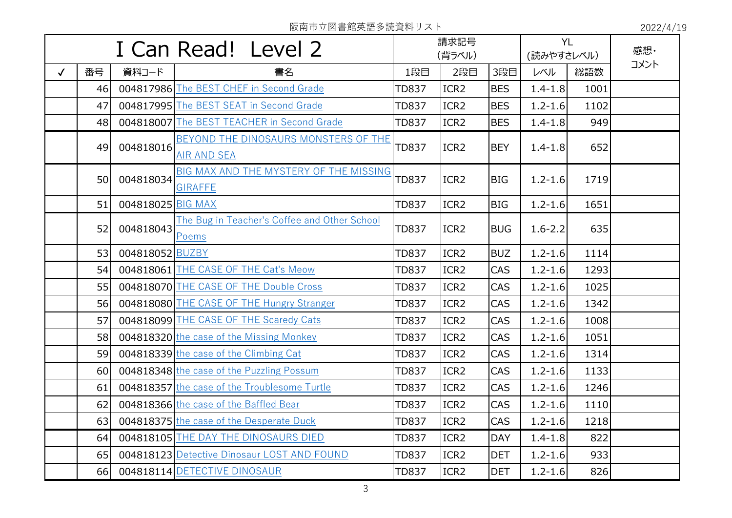阪南市立図書館英語多読資料リスト

2022/4/19

| I Can Read! Level 2 | | | | 請求記号 (背ラベル) | | | YL (読みやすさレベル) | | 感想・コメント |
|---|---|---|---|---|---|---|---|---|---|
| ✓ | 番号 | 資料コード | 書名 | 1段目 | 2段目 | 3段目 | レベル | 総語数 | |
| | 46 | 004817986 | The BEST CHEF in Second Grade | TD837 | ICR2 | BES | 1.4-1.8 | 1001 | |
| | 47 | 004817995 | The BEST SEAT in Second Grade | TD837 | ICR2 | BES | 1.2-1.6 | 1102 | |
| | 48 | 004818007 | The BEST TEACHER in Second Grade | TD837 | ICR2 | BES | 1.4-1.8 | 949 | |
| | 49 | 004818016 | BEYOND THE DINOSAURS MONSTERS OF THE AIR AND SEA | TD837 | ICR2 | BEY | 1.4-1.8 | 652 | |
| | 50 | 004818034 | BIG MAX AND THE MYSTERY OF THE MISSING GIRAFFE | TD837 | ICR2 | BIG | 1.2-1.6 | 1719 | |
| | 51 | 004818025 | BIG MAX | TD837 | ICR2 | BIG | 1.2-1.6 | 1651 | |
| | 52 | 004818043 | The Bug in Teacher's Coffee and Other School Poems | TD837 | ICR2 | BUG | 1.6-2.2 | 635 | |
| | 53 | 004818052 | BUZBY | TD837 | ICR2 | BUZ | 1.2-1.6 | 1114 | |
| | 54 | 004818061 | THE CASE OF THE Cat's Meow | TD837 | ICR2 | CAS | 1.2-1.6 | 1293 | |
| | 55 | 004818070 | THE CASE OF THE Double Cross | TD837 | ICR2 | CAS | 1.2-1.6 | 1025 | |
| | 56 | 004818080 | THE CASE OF THE Hungry Stranger | TD837 | ICR2 | CAS | 1.2-1.6 | 1342 | |
| | 57 | 004818099 | THE CASE OF THE Scaredy Cats | TD837 | ICR2 | CAS | 1.2-1.6 | 1008 | |
| | 58 | 004818320 | the case of the Missing Monkey | TD837 | ICR2 | CAS | 1.2-1.6 | 1051 | |
| | 59 | 004818339 | the case of the Climbing Cat | TD837 | ICR2 | CAS | 1.2-1.6 | 1314 | |
| | 60 | 004818348 | the case of the Puzzling Possum | TD837 | ICR2 | CAS | 1.2-1.6 | 1133 | |
| | 61 | 004818357 | the case of the Troublesome Turtle | TD837 | ICR2 | CAS | 1.2-1.6 | 1246 | |
| | 62 | 004818366 | the case of the Baffled Bear | TD837 | ICR2 | CAS | 1.2-1.6 | 1110 | |
| | 63 | 004818375 | the case of the Desperate Duck | TD837 | ICR2 | CAS | 1.2-1.6 | 1218 | |
| | 64 | 004818105 | THE DAY THE DINOSAURS DIED | TD837 | ICR2 | DAY | 1.4-1.8 | 822 | |
| | 65 | 004818123 | Detective Dinosaur LOST AND FOUND | TD837 | ICR2 | DET | 1.2-1.6 | 933 | |
| | 66 | 004818114 | DETECTIVE DINOSAUR | TD837 | ICR2 | DET | 1.2-1.6 | 826 | |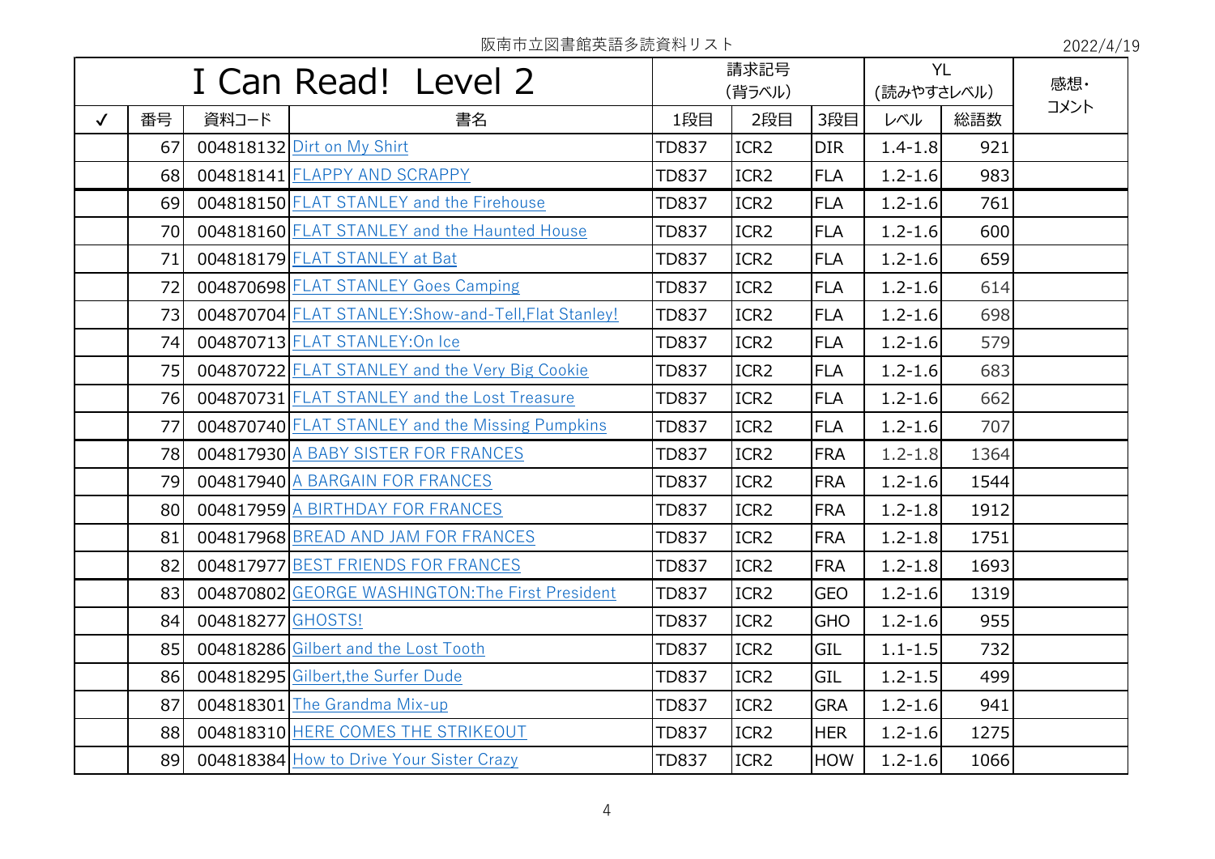阪南市立図書館英語多読資料リスト

2022/4/19

| I Can Read!  Level 2 | | | | 請求記号 (背ラベル) | | | YL (読みやすさレベル) | | 感想・コメント |
|---|---|---|---|---|---|---|---|---|---|
| ✓ | 番号 | 資料コード | 書名 | 1段目 | 2段目 | 3段目 | レベル | 総語数 | |
| | 67 | 004818132 | Dirt on My Shirt | TD837 | ICR2 | DIR | 1.4-1.8 | 921 | |
| | 68 | 004818141 | FLAPPY AND SCRAPPY | TD837 | ICR2 | FLA | 1.2-1.6 | 983 | |
| | 69 | 004818150 | FLAT STANLEY and the Firehouse | TD837 | ICR2 | FLA | 1.2-1.6 | 761 | |
| | 70 | 004818160 | FLAT STANLEY and the Haunted House | TD837 | ICR2 | FLA | 1.2-1.6 | 600 | |
| | 71 | 004818179 | FLAT STANLEY at Bat | TD837 | ICR2 | FLA | 1.2-1.6 | 659 | |
| | 72 | 004870698 | FLAT STANLEY Goes Camping | TD837 | ICR2 | FLA | 1.2-1.6 | 614 | |
| | 73 | 004870704 | FLAT STANLEY:Show-and-Tell,Flat Stanley! | TD837 | ICR2 | FLA | 1.2-1.6 | 698 | |
| | 74 | 004870713 | FLAT STANLEY:On Ice | TD837 | ICR2 | FLA | 1.2-1.6 | 579 | |
| | 75 | 004870722 | FLAT STANLEY and the Very Big Cookie | TD837 | ICR2 | FLA | 1.2-1.6 | 683 | |
| | 76 | 004870731 | FLAT STANLEY and the Lost Treasure | TD837 | ICR2 | FLA | 1.2-1.6 | 662 | |
| | 77 | 004870740 | FLAT STANLEY and the Missing Pumpkins | TD837 | ICR2 | FLA | 1.2-1.6 | 707 | |
| | 78 | 004817930 | A BABY SISTER FOR FRANCES | TD837 | ICR2 | FRA | 1.2-1.8 | 1364 | |
| | 79 | 004817940 | A BARGAIN FOR FRANCES | TD837 | ICR2 | FRA | 1.2-1.6 | 1544 | |
| | 80 | 004817959 | A BIRTHDAY FOR FRANCES | TD837 | ICR2 | FRA | 1.2-1.8 | 1912 | |
| | 81 | 004817968 | BREAD AND JAM FOR FRANCES | TD837 | ICR2 | FRA | 1.2-1.8 | 1751 | |
| | 82 | 004817977 | BEST FRIENDS FOR FRANCES | TD837 | ICR2 | FRA | 1.2-1.8 | 1693 | |
| | 83 | 004870802 | GEORGE WASHINGTON:The First President | TD837 | ICR2 | GEO | 1.2-1.6 | 1319 | |
| | 84 | 004818277 | GHOSTS! | TD837 | ICR2 | GHO | 1.2-1.6 | 955 | |
| | 85 | 004818286 | Gilbert and the Lost Tooth | TD837 | ICR2 | GIL | 1.1-1.5 | 732 | |
| | 86 | 004818295 | Gilbert,the Surfer Dude | TD837 | ICR2 | GIL | 1.2-1.5 | 499 | |
| | 87 | 004818301 | The Grandma Mix-up | TD837 | ICR2 | GRA | 1.2-1.6 | 941 | |
| | 88 | 004818310 | HERE COMES THE STRIKEOUT | TD837 | ICR2 | HER | 1.2-1.6 | 1275 | |
| | 89 | 004818384 | How to Drive Your Sister Crazy | TD837 | ICR2 | HOW | 1.2-1.6 | 1066 | |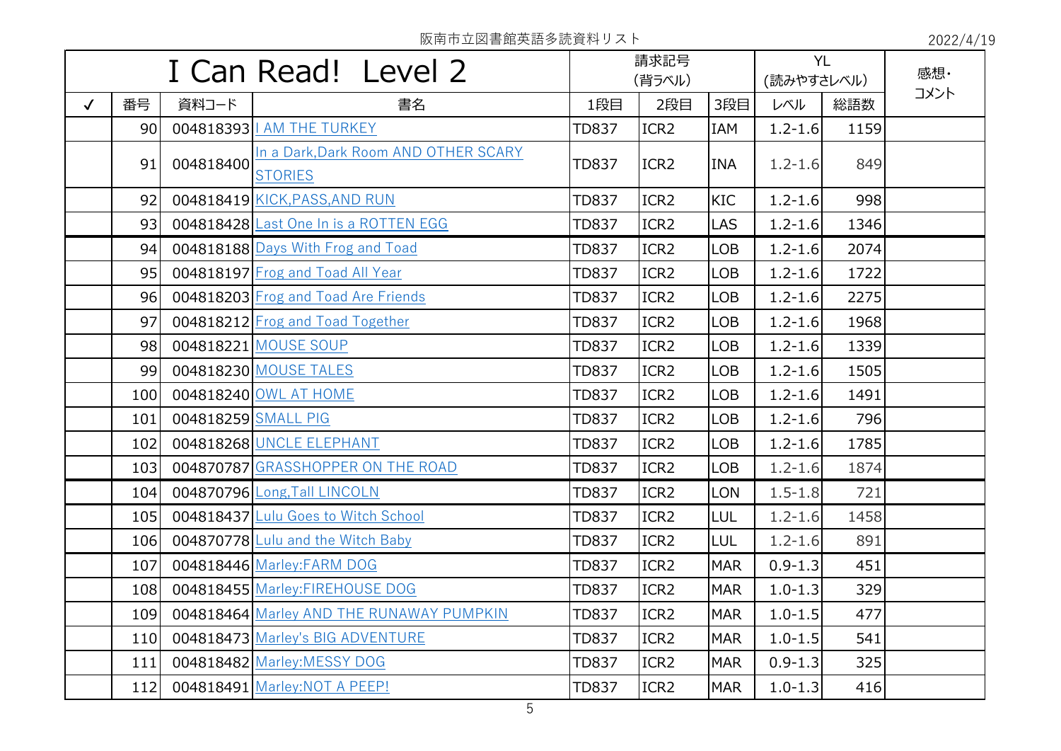阪南市立図書館英語多読資料リスト

2022/4/19

| I Can Read! Level 2 | | | | 請求記号 (背ラベル) | | | YL (読みやすさレベル) | | 感想・コメント |
|---|---|---|---|---|---|---|---|---|---|
| ✓ | 番号 | 資料コード | 書名 | 1段目 | 2段目 | 3段目 | レベル | 総語数 | |
| | 90 | 004818393 | I AM THE TURKEY | TD837 | ICR2 | IAM | 1.2-1.6 | 1159 | |
| | 91 | 004818400 | In a Dark,Dark Room AND OTHER SCARY STORIES | TD837 | ICR2 | INA | 1.2-1.6 | 849 | |
| | 92 | 004818419 | KICK,PASS,AND RUN | TD837 | ICR2 | KIC | 1.2-1.6 | 998 | |
| | 93 | 004818428 | Last One In is a ROTTEN EGG | TD837 | ICR2 | LAS | 1.2-1.6 | 1346 | |
| | 94 | 004818188 | Days With Frog and Toad | TD837 | ICR2 | LOB | 1.2-1.6 | 2074 | |
| | 95 | 004818197 | Frog and Toad All Year | TD837 | ICR2 | LOB | 1.2-1.6 | 1722 | |
| | 96 | 004818203 | Frog and Toad Are Friends | TD837 | ICR2 | LOB | 1.2-1.6 | 2275 | |
| | 97 | 004818212 | Frog and Toad Together | TD837 | ICR2 | LOB | 1.2-1.6 | 1968 | |
| | 98 | 004818221 | MOUSE SOUP | TD837 | ICR2 | LOB | 1.2-1.6 | 1339 | |
| | 99 | 004818230 | MOUSE TALES | TD837 | ICR2 | LOB | 1.2-1.6 | 1505 | |
| | 100 | 004818240 | OWL AT HOME | TD837 | ICR2 | LOB | 1.2-1.6 | 1491 | |
| | 101 | 004818259 | SMALL PIG | TD837 | ICR2 | LOB | 1.2-1.6 | 796 | |
| | 102 | 004818268 | UNCLE ELEPHANT | TD837 | ICR2 | LOB | 1.2-1.6 | 1785 | |
| | 103 | 004870787 | GRASSHOPPER ON THE ROAD | TD837 | ICR2 | LOB | 1.2-1.6 | 1874 | |
| | 104 | 004870796 | Long,Tall LINCOLN | TD837 | ICR2 | LON | 1.5-1.8 | 721 | |
| | 105 | 004818437 | Lulu Goes to Witch School | TD837 | ICR2 | LUL | 1.2-1.6 | 1458 | |
| | 106 | 004870778 | Lulu and the Witch Baby | TD837 | ICR2 | LUL | 1.2-1.6 | 891 | |
| | 107 | 004818446 | Marley:FARM DOG | TD837 | ICR2 | MAR | 0.9-1.3 | 451 | |
| | 108 | 004818455 | Marley:FIREHOUSE DOG | TD837 | ICR2 | MAR | 1.0-1.3 | 329 | |
| | 109 | 004818464 | Marley AND THE RUNAWAY PUMPKIN | TD837 | ICR2 | MAR | 1.0-1.5 | 477 | |
| | 110 | 004818473 | Marley's BIG ADVENTURE | TD837 | ICR2 | MAR | 1.0-1.5 | 541 | |
| | 111 | 004818482 | Marley:MESSY DOG | TD837 | ICR2 | MAR | 0.9-1.3 | 325 | |
| | 112 | 004818491 | Marley:NOT A PEEP! | TD837 | ICR2 | MAR | 1.0-1.3 | 416 | |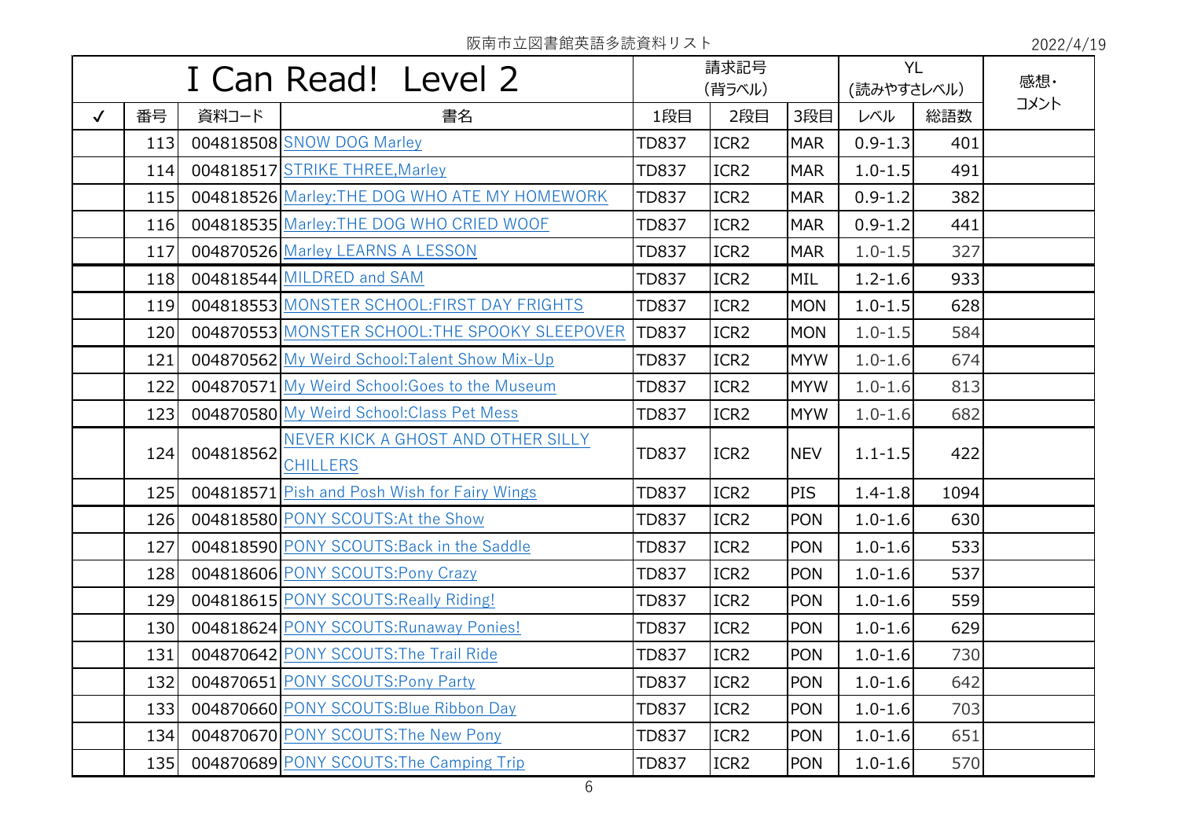阪南市立図書館英語多読資料リスト

2022/4/19

| I Can Read!  Level 2 | | | | 請求記号 (背ラベル) | | | YL (読みやすさレベル) | | 感想・コメント |
|---|---|---|---|---|---|---|---|---|---|
| ✓ | 番号 | 資料コード | 書名 | 1段目 | 2段目 | 3段目 | レベル | 総語数 | |
| | 113 | 004818508 | SNOW DOG Marley | TD837 | ICR2 | MAR | 0.9-1.3 | 401 | |
| | 114 | 004818517 | STRIKE THREE,Marley | TD837 | ICR2 | MAR | 1.0-1.5 | 491 | |
| | 115 | 004818526 | Marley:THE DOG WHO ATE MY HOMEWORK | TD837 | ICR2 | MAR | 0.9-1.2 | 382 | |
| | 116 | 004818535 | Marley:THE DOG WHO CRIED WOOF | TD837 | ICR2 | MAR | 0.9-1.2 | 441 | |
| | 117 | 004870526 | Marley LEARNS A LESSON | TD837 | ICR2 | MAR | 1.0-1.5 | 327 | |
| | 118 | 004818544 | MILDRED and SAM | TD837 | ICR2 | MIL | 1.2-1.6 | 933 | |
| | 119 | 004818553 | MONSTER SCHOOL:FIRST DAY FRIGHTS | TD837 | ICR2 | MON | 1.0-1.5 | 628 | |
| | 120 | 004870553 | MONSTER SCHOOL:THE SPOOKY SLEEPOVER | TD837 | ICR2 | MON | 1.0-1.5 | 584 | |
| | 121 | 004870562 | My Weird School:Talent Show Mix-Up | TD837 | ICR2 | MYW | 1.0-1.6 | 674 | |
| | 122 | 004870571 | My Weird School:Goes to the Museum | TD837 | ICR2 | MYW | 1.0-1.6 | 813 | |
| | 123 | 004870580 | My Weird School:Class Pet Mess | TD837 | ICR2 | MYW | 1.0-1.6 | 682 | |
| | 124 | 004818562 | NEVER KICK A GHOST AND OTHER SILLY CHILLERS | TD837 | ICR2 | NEV | 1.1-1.5 | 422 | |
| | 125 | 004818571 | Pish and Posh Wish for Fairy Wings | TD837 | ICR2 | PIS | 1.4-1.8 | 1094 | |
| | 126 | 004818580 | PONY SCOUTS:At the Show | TD837 | ICR2 | PON | 1.0-1.6 | 630 | |
| | 127 | 004818590 | PONY SCOUTS:Back in the Saddle | TD837 | ICR2 | PON | 1.0-1.6 | 533 | |
| | 128 | 004818606 | PONY SCOUTS:Pony Crazy | TD837 | ICR2 | PON | 1.0-1.6 | 537 | |
| | 129 | 004818615 | PONY SCOUTS:Really Riding! | TD837 | ICR2 | PON | 1.0-1.6 | 559 | |
| | 130 | 004818624 | PONY SCOUTS:Runaway Ponies! | TD837 | ICR2 | PON | 1.0-1.6 | 629 | |
| | 131 | 004870642 | PONY SCOUTS:The Trail Ride | TD837 | ICR2 | PON | 1.0-1.6 | 730 | |
| | 132 | 004870651 | PONY SCOUTS:Pony Party | TD837 | ICR2 | PON | 1.0-1.6 | 642 | |
| | 133 | 004870660 | PONY SCOUTS:Blue Ribbon Day | TD837 | ICR2 | PON | 1.0-1.6 | 703 | |
| | 134 | 004870670 | PONY SCOUTS:The New Pony | TD837 | ICR2 | PON | 1.0-1.6 | 651 | |
| | 135 | 004870689 | PONY SCOUTS:The Camping Trip | TD837 | ICR2 | PON | 1.0-1.6 | 570 | |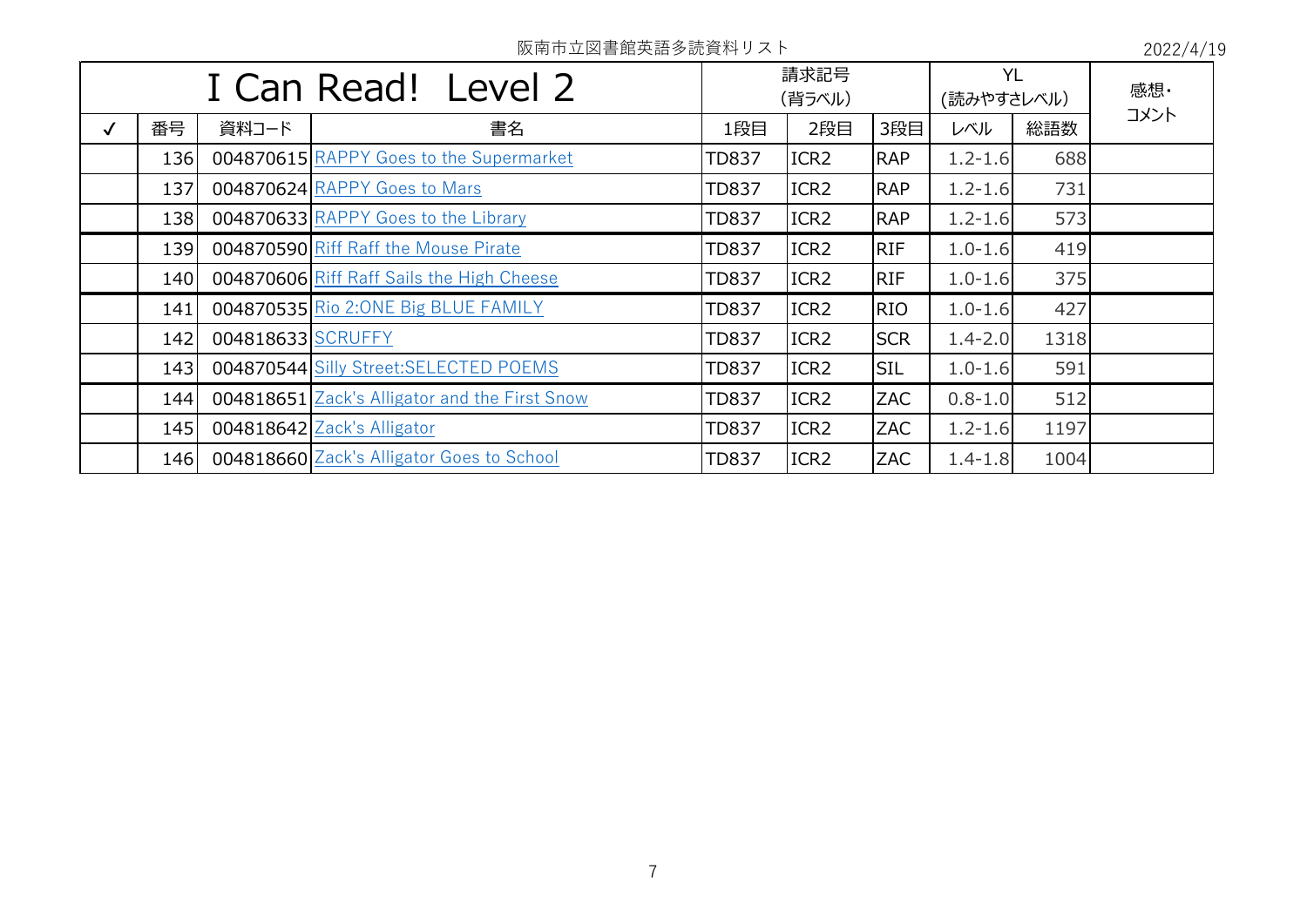阪南市立図書館英語多読資料リスト

2022/4/19

| I Can Read!  Level 2 | | | | 請求記号（背ラベル） | | | YL（読みやすさレベル） | | 感想・コメント |
|---|---|---|---|---|---|---|---|---|---|
| ✓ | 番号 | 資料コード | 書名 | 1段目 | 2段目 | 3段目 | レベル | 総語数 | |
| | 136 | 004870615 | RAPPY Goes to the Supermarket | TD837 | ICR2 | RAP | 1.2-1.6 | 688 | |
| | 137 | 004870624 | RAPPY Goes to Mars | TD837 | ICR2 | RAP | 1.2-1.6 | 731 | |
| | 138 | 004870633 | RAPPY Goes to the Library | TD837 | ICR2 | RAP | 1.2-1.6 | 573 | |
| | 139 | 004870590 | Riff Raff the Mouse Pirate | TD837 | ICR2 | RIF | 1.0-1.6 | 419 | |
| | 140 | 004870606 | Riff Raff Sails the High Cheese | TD837 | ICR2 | RIF | 1.0-1.6 | 375 | |
| | 141 | 004870535 | Rio 2:ONE Big BLUE FAMILY | TD837 | ICR2 | RIO | 1.0-1.6 | 427 | |
| | 142 | 004818633 | SCRUFFY | TD837 | ICR2 | SCR | 1.4-2.0 | 1318 | |
| | 143 | 004870544 | Silly Street:SELECTED POEMS | TD837 | ICR2 | SIL | 1.0-1.6 | 591 | |
| | 144 | 004818651 | Zack's Alligator and the First Snow | TD837 | ICR2 | ZAC | 0.8-1.0 | 512 | |
| | 145 | 004818642 | Zack's Alligator | TD837 | ICR2 | ZAC | 1.2-1.6 | 1197 | |
| | 146 | 004818660 | Zack's Alligator Goes to School | TD837 | ICR2 | ZAC | 1.4-1.8 | 1004 | |